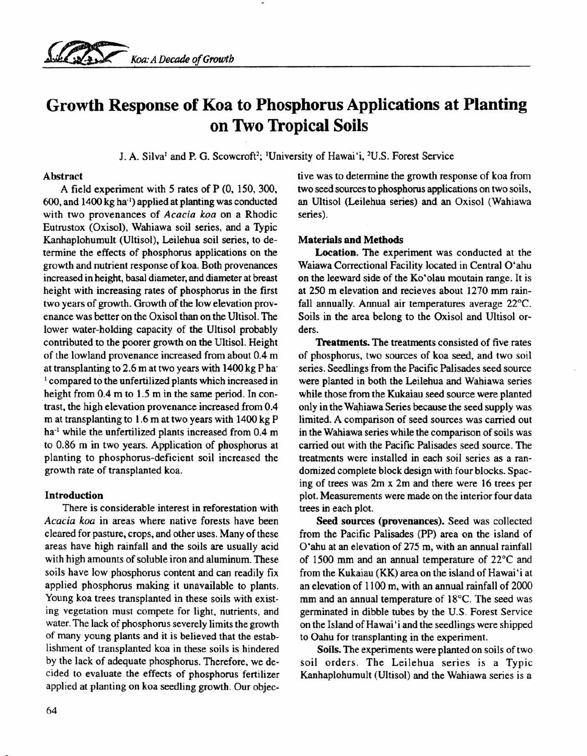# Growth Response of Koa to Phosphorus Applications at Planting on Two Tropical Soils

J. A. Silva[1] and P. G. Scowcroft[2]; [1]University of Hawai'i, [2]U.S. Forest Service

### Abstract

A field experiment with 5 rates of P (0, 150, 300, 600, and 1400 kg ha$^{-1}$) applied at planting was conducted with two provenances of *Acacia koa* on a Rhodic Eutrustox (Oxisol), Wahiawa soil series, and a Typic Kanhaplohumult (Ultisol), Leilehua soil series, to determine the effects of phosphorus applications on the growth and nutrient response of koa. Both provenances increased in height, basal diameter, and diameter at breast height with increasing rates of phosphorus in the first two years of growth. Growth of the low elevation provenance was better on the Oxisol than on the Ultisol. The lower water-holding capacity of the Ultisol probably contributed to the poorer growth on the Ultisol. Height of the lowland provenance increased from about 0.4 m at transplanting to 2.6 m at two years with 1400 kg P ha$^{-1}$ compared to the unfertilized plants which increased in height from 0.4 m to 1.5 m in the same period. In contrast, the high elevation provenance increased from 0.4 m at transplanting to 1.6 m at two years with 1400 kg P ha$^{-1}$ while the unfertilized plants increased from 0.4 m to 0.86 m in two years. Application of phosphorus at planting to phosphorus-deficient soil increased the growth rate of transplanted koa.

### Introduction

There is considerable interest in reforestation with *Acacia koa* in areas where native forests have been cleared for pasture, crops, and other uses. Many of these areas have high rainfall and the soils are usually acid with high amounts of soluble iron and aluminum. These soils have low phosphorus content and can readily fix applied phosphorus making it unavailable to plants. Young koa trees transplanted in these soils with existing vegetation must compete for light, nutrients, and water. The lack of phosphorus severely limits the growth of many young plants and it is believed that the establishment of transplanted koa in these soils is hindered by the lack of adequate phosphorus. Therefore, we decided to evaluate the effects of phosphorus fertilizer applied at planting on koa seedling growth. Our objective was to determine the growth response of koa from two seed sources to phosphorus applications on two soils, an Ultisol (Leilehua series) and an Oxisol (Wahiawa series).

### Materials and Methods

**Location.** The experiment was conducted at the Waiawa Correctional Facility located in Central O'ahu on the leeward side of the Ko'olau moutain range. It is at 250 m elevation and recieves about 1270 mm rainfall annually. Annual air temperatures average 22°C. Soils in the area belong to the Oxisol and Ultisol orders.

**Treatments.** The treatments consisted of five rates of phosphorus, two sources of koa seed, and two soil series. Seedlings from the Pacific Palisades seed source were planted in both the Leilehua and Wahiawa series while those from the Kukaiau seed source were planted only in the Wahiawa Series because the seed supply was limited. A comparison of seed sources was carried out in the Wahiawa series while the comparison of soils was carried out with the Pacific Palisades seed source. The treatments were installed in each soil series as a randomized complete block design with four blocks. Spacing of trees was 2m x 2m and there were 16 trees per plot. Measurements were made on the interior four data trees in each plot.

**Seed sources (provenances).** Seed was collected from the Pacific Palisades (PP) area on the island of O'ahu at an elevation of 275 m, with an annual rainfall of 1500 mm and an annual temperature of 22°C and from the Kukaiau (KK) area on the island of Hawai'i at an elevation of 1100 m, with an annual rainfall of 2000 mm and an annual temperature of 18°C. The seed was germinated in dibble tubes by the U.S. Forest Service on the Island of Hawai'i and the seedlings were shipped to Oahu for transplanting in the experiment.

**Soils.** The experiments were planted on soils of two soil orders. The Leilehua series is a Typic Kanhaplohumult (Ultisol) and the Wahiawa series is a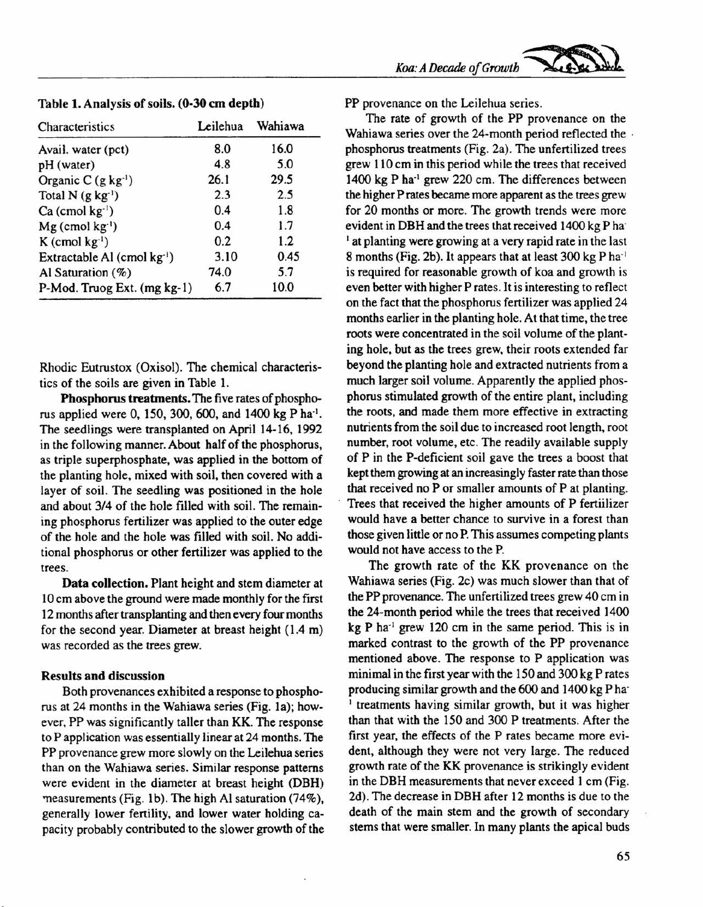**Table 1. Analysis of soils. (0-30 cm depth)**

| Characteristics | Leilehua | Wahiawa |
|---|---|---|
| Avail. water (pct) | 8.0 | 16.0 |
| pH (water) | 4.8 | 5.0 |
| Organic C (g $kg^{-1}$) | 26.1 | 29.5 |
| Total N (g $kg^{-1}$) | 2.3 | 2.5 |
| Ca (cmol $kg^{-1}$) | 0.4 | 1.8 |
| Mg (cmol $kg^{-1}$) | 0.4 | 1.7 |
| K (cmol $kg^{-1}$) | 0.2 | 1.2 |
| Extractable Al (cmol $kg^{-1}$) | 3.10 | 0.45 |
| Al Saturation (%) | 74.0 | 5.7 |
| P-Mod. Truog Ext. (mg kg-1) | 6.7 | 10.0 |

Rhodic Eutrustox (Oxisol). The chemical characteristics of the soils are given in Table 1.

**Phosphorus treatments.** The five rates of phosphorus applied were 0, 150, 300, 600, and 1400 kg P $ha^{-1}$. The seedlings were transplanted on April 14-16, 1992 in the following manner. About half of the phosphorus, as triple superphosphate, was applied in the bottom of the planting hole, mixed with soil, then covered with a layer of soil. The seedling was positioned in the hole and about 3/4 of the hole filled with soil. The remaining phosphorus fertilizer was applied to the outer edge of the hole and the hole was filled with soil. No additional phosphorus or other fertilizer was applied to the trees.

**Data collection.** Plant height and stem diameter at 10 cm above the ground were made monthly for the first 12 months after transplanting and then every four months for the second year. Diameter at breast height (1.4 m) was recorded as the trees grew.

## Results and discussion

Both provenances exhibited a response to phosphorus at 24 months in the Wahiawa series (Fig. 1a); however, PP was significantly taller than KK. The response to P application was essentially linear at 24 months. The PP provenance grew more slowly on the Leilehua series than on the Wahiawa series. Similar response patterns were evident in the diameter at breast height (DBH) measurements (Fig. 1b). The high Al saturation (74%), generally lower fertility, and lower water holding capacity probably contributed to the slower growth of the PP provenance on the Leilehua series.

The rate of growth of the PP provenance on the Wahiawa series over the 24-month period reflected the phosphorus treatments (Fig. 2a). The unfertilized trees grew 110 cm in this period while the trees that received 1400 kg P $ha^{-1}$ grew 220 cm. The differences between the higher P rates became more apparent as the trees grew for 20 months or more. The growth trends were more evident in DBH and the trees that received 1400 kg P $ha^{-1}$ at planting were growing at a very rapid rate in the last 8 months (Fig. 2b). It appears that at least 300 kg P $ha^{-1}$ is required for reasonable growth of koa and growth is even better with higher P rates. It is interesting to reflect on the fact that the phosphorus fertilizer was applied 24 months earlier in the planting hole. At that time, the tree roots were concentrated in the soil volume of the planting hole, but as the trees grew, their roots extended far beyond the planting hole and extracted nutrients from a much larger soil volume. Apparently the applied phosphorus stimulated growth of the entire plant, including the roots, and made them more effective in extracting nutrients from the soil due to increased root length, root number, root volume, etc. The readily available supply of P in the P-deficient soil gave the trees a boost that kept them growing at an increasingly faster rate than those that received no P or smaller amounts of P at planting. Trees that received the higher amounts of P fertiilizer would have a better chance to survive in a forest than those given little or no P. This assumes competing plants would not have access to the P.

The growth rate of the KK provenance on the Wahiawa series (Fig. 2c) was much slower than that of the PP provenance. The unfertilized trees grew 40 cm in the 24-month period while the trees that received 1400 kg P $ha^{-1}$ grew 120 cm in the same period. This is in marked contrast to the growth of the PP provenance mentioned above. The response to P application was minimal in the first year with the 150 and 300 kg P rates producing similar growth and the 600 and 1400 kg P $ha^{-1}$ treatments having similar growth, but it was higher than that with the 150 and 300 P treatments. After the first year, the effects of the P rates became more evident, although they were not very large. The reduced growth rate of the KK provenance is strikingly evident in the DBH measurements that never exceed 1 cm (Fig. 2d). The decrease in DBH after 12 months is due to the death of the main stem and the growth of secondary stems that were smaller. In many plants the apical buds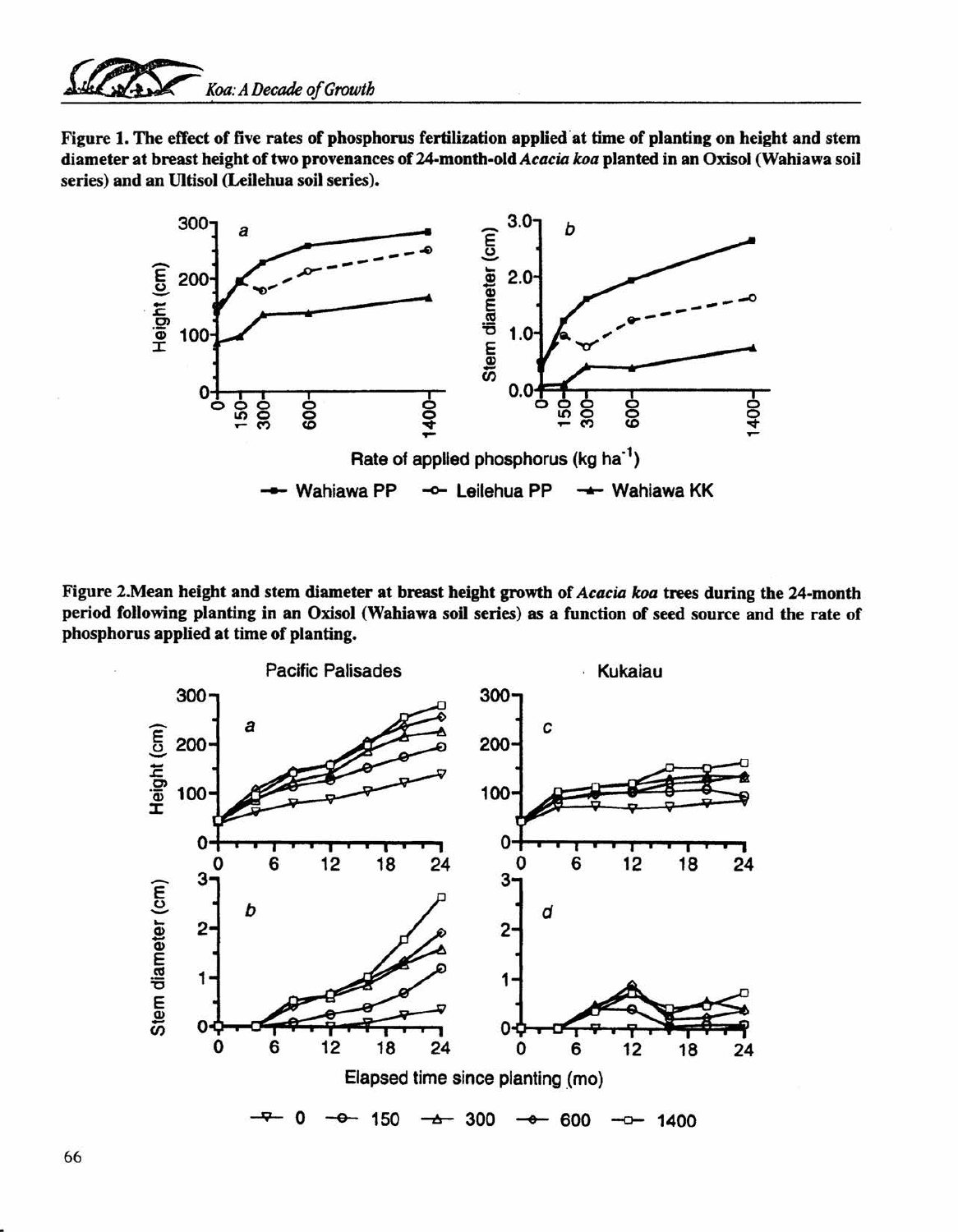**Figure 1. The effect of five rates of phosphorus fertilization applied at time of planting on height and stem diameter at breast height of two provenances of 24-month-old *Acacia koa* planted in an Oxisol (Wahiawa soil series) and an Ultisol (Leilehua soil series).**

**Figure 2. Mean height and stem diameter at breast height growth of *Acacia koa* trees during the 24-month period following planting in an Oxisol (Wahiawa soil series) as a function of seed source and the rate of phosphorus applied at time of planting.**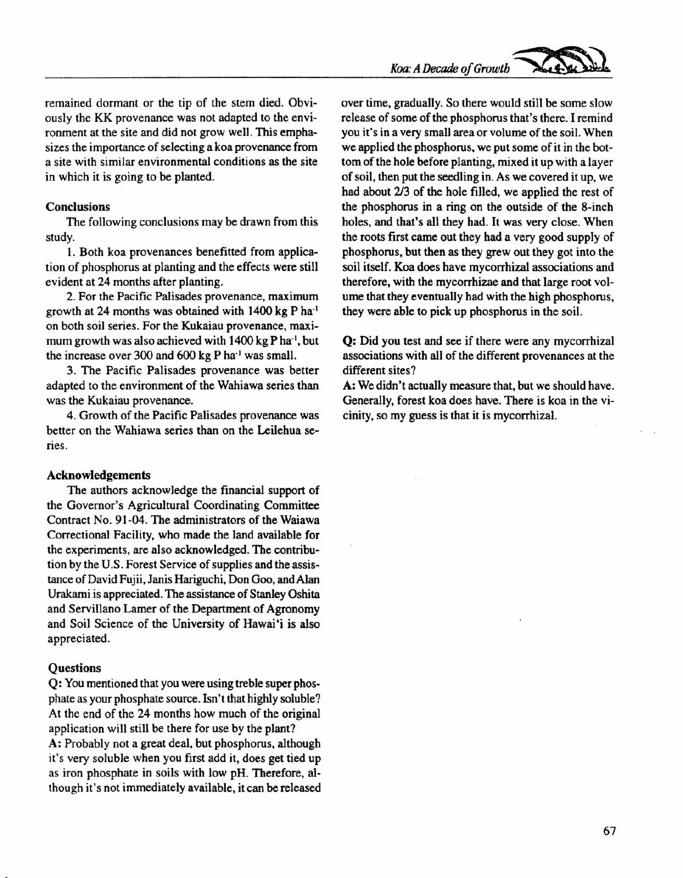remained dormant or the tip of the stem died. Obviously the KK provenance was not adapted to the environment at the site and did not grow well. This emphasizes the importance of selecting a koa provenance from a site with similar environmental conditions as the site in which it is going to be planted.

### Conclusions

The following conclusions may be drawn from this study.

1. Both koa provenances benefitted from application of phosphorus at planting and the effects were still evident at 24 months after planting.

2. For the Pacific Palisades provenance, maximum growth at 24 months was obtained with 1400 kg P $ha^{-1}$ on both soil series. For the Kukaiau provenance, maximum growth was also achieved with 1400 kg P $ha^{-1}$, but the increase over 300 and 600 kg P $ha^{-1}$ was small.

3. The Pacific Palisades provenance was better adapted to the environment of the Wahiawa series than was the Kukaiau provenance.

4. Growth of the Pacific Palisades provenance was better on the Wahiawa series than on the Leilehua series.

### Acknowledgements

The authors acknowledge the financial support of the Governor's Agricultural Coordinating Committee Contract No. 91-04. The administrators of the Waiawa Correctional Facility, who made the land available for the experiments, are also acknowledged. The contribution by the U.S. Forest Service of supplies and the assistance of David Fujii, Janis Hariguchi, Don Goo, and Alan Urakami is appreciated. The assistance of Stanley Oshita and Servillano Lamer of the Department of Agronomy and Soil Science of the University of Hawai'i is also appreciated.

### Questions

**Q:** You mentioned that you were using treble super phosphate as your phosphate source. Isn't that highly soluble? At the end of the 24 months how much of the original application will still be there for use by the plant?

**A:** Probably not a great deal, but phosphorus, although it's very soluble when you first add it, does get tied up as iron phosphate in soils with low pH. Therefore, although it's not immediately available, it can be released over time, gradually. So there would still be some slow release of some of the phosphorus that's there. I remind you it's in a very small area or volume of the soil. When we applied the phosphorus, we put some of it in the bottom of the hole before planting, mixed it up with a layer of soil, then put the seedling in. As we covered it up, we had about 2/3 of the hole filled, we applied the rest of the phosphorus in a ring on the outside of the 8-inch holes, and that's all they had. It was very close. When the roots first came out they had a very good supply of phosphorus, but then as they grew out they got into the soil itself. Koa does have mycorrhizal associations and therefore, with the mycorrhizae and that large root volume that they eventually had with the high phosphorus, they were able to pick up phosphorus in the soil.

**Q:** Did you test and see if there were any mycorrhizal associations with all of the different provenances at the different sites?

**A:** We didn't actually measure that, but we should have. Generally, forest koa does have. There is koa in the vicinity, so my guess is that it is mycorrhizal.